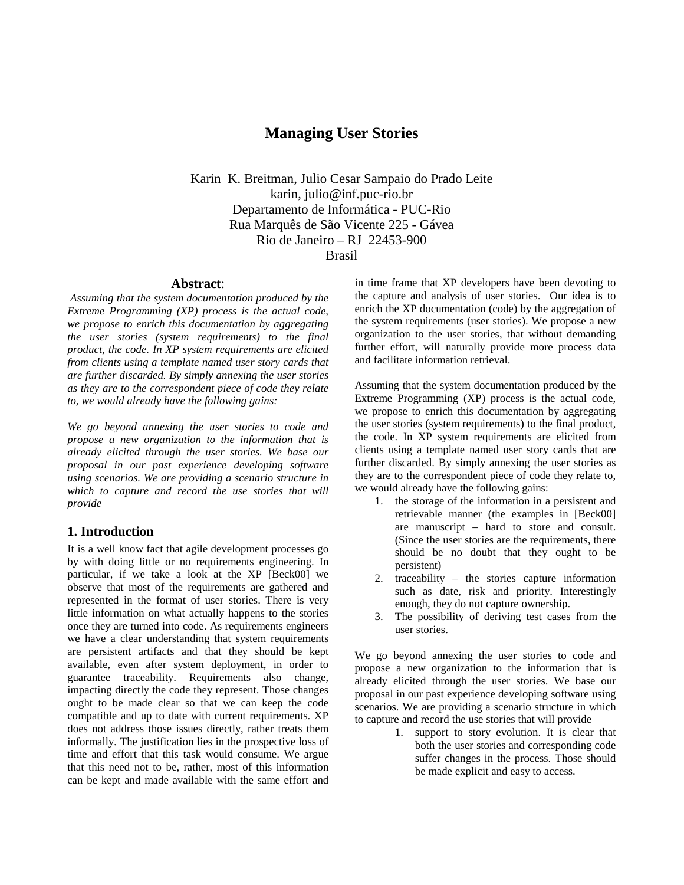# Managing User Stories

Karin K. Breitman, Julio Cesar Sampaio do Prado Leite
karin, julio@inf.puc-rio.br
Departamento de Informática - PUC-Rio
Rua Marquês de São Vicente 225 - Gávea
Rio de Janeiro – RJ 22453-900
Brasil

## Abstract:

*Assuming that the system documentation produced by the Extreme Programming (XP) process is the actual code, we propose to enrich this documentation by aggregating the user stories (system requirements) to the final product, the code. In XP system requirements are elicited from clients using a template named user story cards that are further discarded. By simply annexing the user stories as they are to the correspondent piece of code they relate to, we would already have the following gains:*

*We go beyond annexing the user stories to code and propose a new organization to the information that is already elicited through the user stories. We base our proposal in our past experience developing software using scenarios. We are providing a scenario structure in which to capture and record the use stories that will provide*

## 1. Introduction

It is a well know fact that agile development processes go by with doing little or no requirements engineering. In particular, if we take a look at the XP [Beck00] we observe that most of the requirements are gathered and represented in the format of user stories. There is very little information on what actually happens to the stories once they are turned into code. As requirements engineers we have a clear understanding that system requirements are persistent artifacts and that they should be kept available, even after system deployment, in order to guarantee traceability. Requirements also change, impacting directly the code they represent. Those changes ought to be made clear so that we can keep the code compatible and up to date with current requirements. XP does not address those issues directly, rather treats them informally. The justification lies in the prospective loss of time and effort that this task would consume. We argue that this need not to be, rather, most of this information can be kept and made available with the same effort and in time frame that XP developers have been devoting to the capture and analysis of user stories. Our idea is to enrich the XP documentation (code) by the aggregation of the system requirements (user stories). We propose a new organization to the user stories, that without demanding further effort, will naturally provide more process data and facilitate information retrieval.

Assuming that the system documentation produced by the Extreme Programming (XP) process is the actual code, we propose to enrich this documentation by aggregating the user stories (system requirements) to the final product, the code. In XP system requirements are elicited from clients using a template named user story cards that are further discarded. By simply annexing the user stories as they are to the correspondent piece of code they relate to, we would already have the following gains:

1. the storage of the information in a persistent and retrievable manner (the examples in [Beck00] are manuscript – hard to store and consult. (Since the user stories are the requirements, there should be no doubt that they ought to be persistent)
2. traceability – the stories capture information such as date, risk and priority. Interestingly enough, they do not capture ownership.
3. The possibility of deriving test cases from the user stories.

We go beyond annexing the user stories to code and propose a new organization to the information that is already elicited through the user stories. We base our proposal in our past experience developing software using scenarios. We are providing a scenario structure in which to capture and record the use stories that will provide

1. support to story evolution. It is clear that both the user stories and corresponding code suffer changes in the process. Those should be made explicit and easy to access.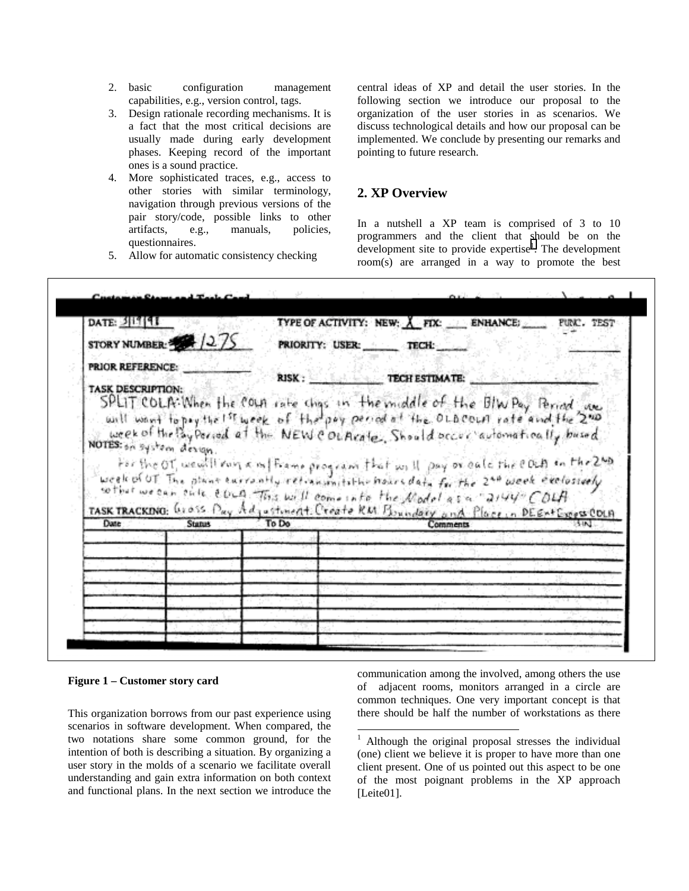2. basic configuration management capabilities, e.g., version control, tags.
3. Design rationale recording mechanisms. It is a fact that the most critical decisions are usually made during early development phases. Keeping record of the important ones is a sound practice.
4. More sophisticated traces, e.g., access to other stories with similar terminology, navigation through previous versions of the pair story/code, possible links to other artifacts, e.g., manuals, policies, questionnaires.
5. Allow for automatic consistency checking

**Figure 1 – Customer story card**

This organization borrows from our past experience using scenarios in software development. When compared, the two notations share some common ground, for the intention of both is describing a situation. By organizing a user story in the molds of a scenario we facilitate overall understanding and gain extra information on both context and functional plans. In the next section we introduce the central ideas of XP and detail the user stories. In the following section we introduce our proposal to the organization of the user stories in as scenarios. We discuss technological details and how our proposal can be implemented. We conclude by presenting our remarks and pointing to future research.

## 2. XP Overview

In a nutshell a XP team is comprised of 3 to 10 programmers and the client that should be on the development site to provide expertise[1]. The development room(s) are arranged in a way to promote the best communication among the involved, among others the use of adjacent rooms, monitors arranged in a circle are common techniques. One very important concept is that there should be half the number of workstations as there

[1] Although the original proposal stresses the individual (one) client we believe it is proper to have more than one client present. One of us pointed out this aspect to be one of the most poignant problems in the XP approach [Leite01].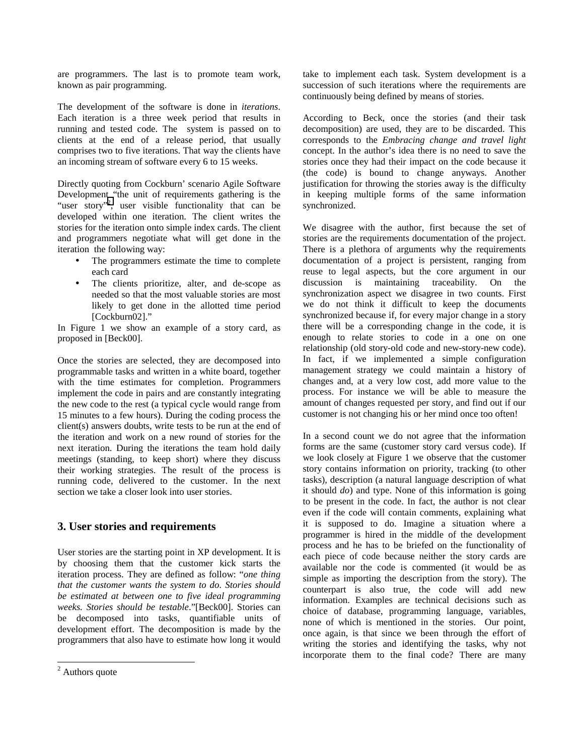are programmers. The last is to promote team work, known as pair programming.

The development of the software is done in *iterations*. Each iteration is a three week period that results in running and tested code. The system is passed on to clients at the end of a release period, that usually comprises two to five iterations. That way the clients have an incoming stream of software every 6 to 15 weeks.

Directly quoting from Cockburn' scenario Agile Software Development "the unit of requirements gathering is the "user story"[2], user visible functionality that can be developed within one iteration. The client writes the stories for the iteration onto simple index cards. The client and programmers negotiate what will get done in the iteration the following way:

- The programmers estimate the time to complete each card
- The clients prioritize, alter, and de-scope as needed so that the most valuable stories are most likely to get done in the allotted time period [Cockburn02]."

In Figure 1 we show an example of a story card, as proposed in [Beck00].

Once the stories are selected, they are decomposed into programmable tasks and written in a white board, together with the time estimates for completion. Programmers implement the code in pairs and are constantly integrating the new code to the rest (a typical cycle would range from 15 minutes to a few hours). During the coding process the client(s) answers doubts, write tests to be run at the end of the iteration and work on a new round of stories for the next iteration. During the iterations the team hold daily meetings (standing, to keep short) where they discuss their working strategies. The result of the process is running code, delivered to the customer. In the next section we take a closer look into user stories.

## 3. User stories and requirements

User stories are the starting point in XP development. It is by choosing them that the customer kick starts the iteration process. They are defined as follow: "*one thing that the customer wants the system to do. Stories should be estimated at between one to five ideal programming weeks. Stories should be testable*."[Beck00]. Stories can be decomposed into tasks, quantifiable units of development effort. The decomposition is made by the programmers that also have to estimate how long it would take to implement each task. System development is a succession of such iterations where the requirements are continuously being defined by means of stories.

According to Beck, once the stories (and their task decomposition) are used, they are to be discarded. This corresponds to the *Embracing change and travel light* concept. In the author's idea there is no need to save the stories once they had their impact on the code because it (the code) is bound to change anyways. Another justification for throwing the stories away is the difficulty in keeping multiple forms of the same information synchronized.

We disagree with the author, first because the set of stories are the requirements documentation of the project. There is a plethora of arguments why the requirements documentation of a project is persistent, ranging from reuse to legal aspects, but the core argument in our discussion is maintaining traceability. On the synchronization aspect we disagree in two counts. First we do not think it difficult to keep the documents synchronized because if, for every major change in a story there will be a corresponding change in the code, it is enough to relate stories to code in a one on one relationship (old story-old code and new-story-new code). In fact, if we implemented a simple configuration management strategy we could maintain a history of changes and, at a very low cost, add more value to the process. For instance we will be able to measure the amount of changes requested per story, and find out if our customer is not changing his or her mind once too often!

In a second count we do not agree that the information forms are the same (customer story card versus code). If we look closely at Figure 1 we observe that the customer story contains information on priority, tracking (to other tasks), description (a natural language description of what it should *do*) and type. None of this information is going to be present in the code. In fact, the author is not clear even if the code will contain comments, explaining what it is supposed to do. Imagine a situation where a programmer is hired in the middle of the development process and he has to be briefed on the functionality of each piece of code because neither the story cards are available nor the code is commented (it would be as simple as importing the description from the story). The counterpart is also true, the code will add new information. Examples are technical decisions such as choice of database, programming language, variables, none of which is mentioned in the stories. Our point, once again, is that since we been through the effort of writing the stories and identifying the tasks, why not incorporate them to the final code? There are many

[2] Authors quote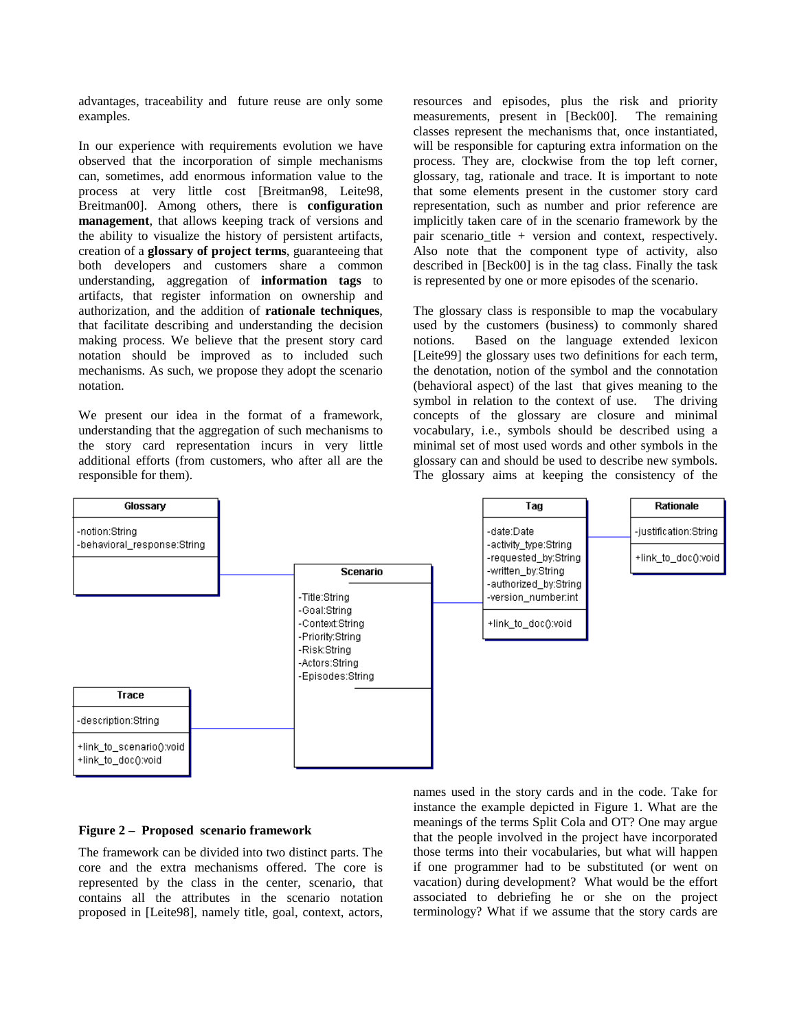advantages, traceability and future reuse are only some examples.

In our experience with requirements evolution we have observed that the incorporation of simple mechanisms can, sometimes, add enormous information value to the process at very little cost [Breitman98, Leite98, Breitman00]. Among others, there is **configuration management**, that allows keeping track of versions and the ability to visualize the history of persistent artifacts, creation of a **glossary of project terms**, guaranteeing that both developers and customers share a common understanding, aggregation of **information tags** to artifacts, that register information on ownership and authorization, and the addition of **rationale techniques**, that facilitate describing and understanding the decision making process. We believe that the present story card notation should be improved as to included such mechanisms. As such, we propose they adopt the scenario notation.

We present our idea in the format of a framework, understanding that the aggregation of such mechanisms to the story card representation incurs in very little additional efforts (from customers, who after all are the responsible for them).

Glossary: -notion:String, -behavioral_response:String

Scenario: -Title:String, -Goal:String, -Context:String, -Priority:String, -Risk:String, -Actors:String, -Episodes:String

Tag: -date:Date, -activity_type:String, -requested_by:String, -written_by:String, -authorized_by:String, -version_number:int, +link_to_doc():void

Rationale: -justification:String, +link_to_doc():void

Trace: -description:String, +link_to_scenario():void, +link_to_doc():void

**Figure 2 – Proposed scenario framework**

The framework can be divided into two distinct parts. The core and the extra mechanisms offered. The core is represented by the class in the center, scenario, that contains all the attributes in the scenario notation proposed in [Leite98], namely title, goal, context, actors, resources and episodes, plus the risk and priority measurements, present in [Beck00]. The remaining classes represent the mechanisms that, once instantiated, will be responsible for capturing extra information on the process. They are, clockwise from the top left corner, glossary, tag, rationale and trace. It is important to note that some elements present in the customer story card representation, such as number and prior reference are implicitly taken care of in the scenario framework by the pair scenario_title + version and context, respectively. Also note that the component type of activity, also described in [Beck00] is in the tag class. Finally the task is represented by one or more episodes of the scenario.

The glossary class is responsible to map the vocabulary used by the customers (business) to commonly shared notions. Based on the language extended lexicon [Leite99] the glossary uses two definitions for each term, the denotation, notion of the symbol and the connotation (behavioral aspect) of the last that gives meaning to the symbol in relation to the context of use. The driving concepts of the glossary are closure and minimal vocabulary, i.e., symbols should be described using a minimal set of most used words and other symbols in the glossary can and should be used to describe new symbols. The glossary aims at keeping the consistency of the names used in the story cards and in the code. Take for instance the example depicted in Figure 1. What are the meanings of the terms Split Cola and OT? One may argue that the people involved in the project have incorporated those terms into their vocabularies, but what will happen if one programmer had to be substituted (or went on vacation) during development? What would be the effort associated to debriefing he or she on the project terminology? What if we assume that the story cards are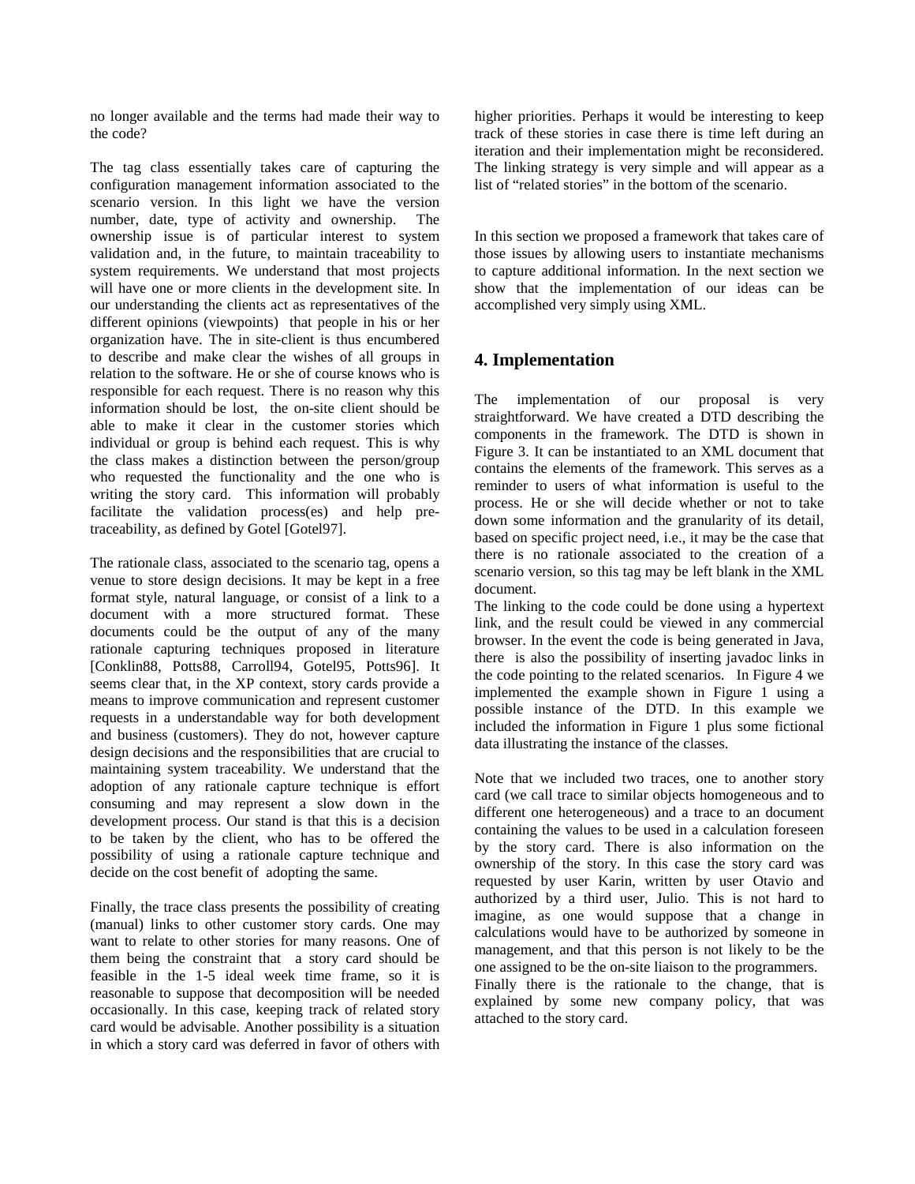no longer available and the terms had made their way to the code?

The tag class essentially takes care of capturing the configuration management information associated to the scenario version. In this light we have the version number, date, type of activity and ownership. The ownership issue is of particular interest to system validation and, in the future, to maintain traceability to system requirements. We understand that most projects will have one or more clients in the development site. In our understanding the clients act as representatives of the different opinions (viewpoints) that people in his or her organization have. The in site-client is thus encumbered to describe and make clear the wishes of all groups in relation to the software. He or she of course knows who is responsible for each request. There is no reason why this information should be lost, the on-site client should be able to make it clear in the customer stories which individual or group is behind each request. This is why the class makes a distinction between the person/group who requested the functionality and the one who is writing the story card. This information will probably facilitate the validation process(es) and help pre-traceability, as defined by Gotel [Gotel97].

The rationale class, associated to the scenario tag, opens a venue to store design decisions. It may be kept in a free format style, natural language, or consist of a link to a document with a more structured format. These documents could be the output of any of the many rationale capturing techniques proposed in literature [Conklin88, Potts88, Carroll94, Gotel95, Potts96]. It seems clear that, in the XP context, story cards provide a means to improve communication and represent customer requests in a understandable way for both development and business (customers). They do not, however capture design decisions and the responsibilities that are crucial to maintaining system traceability. We understand that the adoption of any rationale capture technique is effort consuming and may represent a slow down in the development process. Our stand is that this is a decision to be taken by the client, who has to be offered the possibility of using a rationale capture technique and decide on the cost benefit of adopting the same.

Finally, the trace class presents the possibility of creating (manual) links to other customer story cards. One may want to relate to other stories for many reasons. One of them being the constraint that a story card should be feasible in the 1-5 ideal week time frame, so it is reasonable to suppose that decomposition will be needed occasionally. In this case, keeping track of related story card would be advisable. Another possibility is a situation in which a story card was deferred in favor of others with higher priorities. Perhaps it would be interesting to keep track of these stories in case there is time left during an iteration and their implementation might be reconsidered. The linking strategy is very simple and will appear as a list of "related stories" in the bottom of the scenario.

In this section we proposed a framework that takes care of those issues by allowing users to instantiate mechanisms to capture additional information. In the next section we show that the implementation of our ideas can be accomplished very simply using XML.

## 4. Implementation

The implementation of our proposal is very straightforward. We have created a DTD describing the components in the framework. The DTD is shown in Figure 3. It can be instantiated to an XML document that contains the elements of the framework. This serves as a reminder to users of what information is useful to the process. He or she will decide whether or not to take down some information and the granularity of its detail, based on specific project need, i.e., it may be the case that there is no rationale associated to the creation of a scenario version, so this tag may be left blank in the XML document.

The linking to the code could be done using a hypertext link, and the result could be viewed in any commercial browser. In the event the code is being generated in Java, there is also the possibility of inserting javadoc links in the code pointing to the related scenarios. In Figure 4 we implemented the example shown in Figure 1 using a possible instance of the DTD. In this example we included the information in Figure 1 plus some fictional data illustrating the instance of the classes.

Note that we included two traces, one to another story card (we call trace to similar objects homogeneous and to different one heterogeneous) and a trace to an document containing the values to be used in a calculation foreseen by the story card. There is also information on the ownership of the story. In this case the story card was requested by user Karin, written by user Otavio and authorized by a third user, Julio. This is not hard to imagine, as one would suppose that a change in calculations would have to be authorized by someone in management, and that this person is not likely to be the one assigned to be the on-site liaison to the programmers.

Finally there is the rationale to the change, that is explained by some new company policy, that was attached to the story card.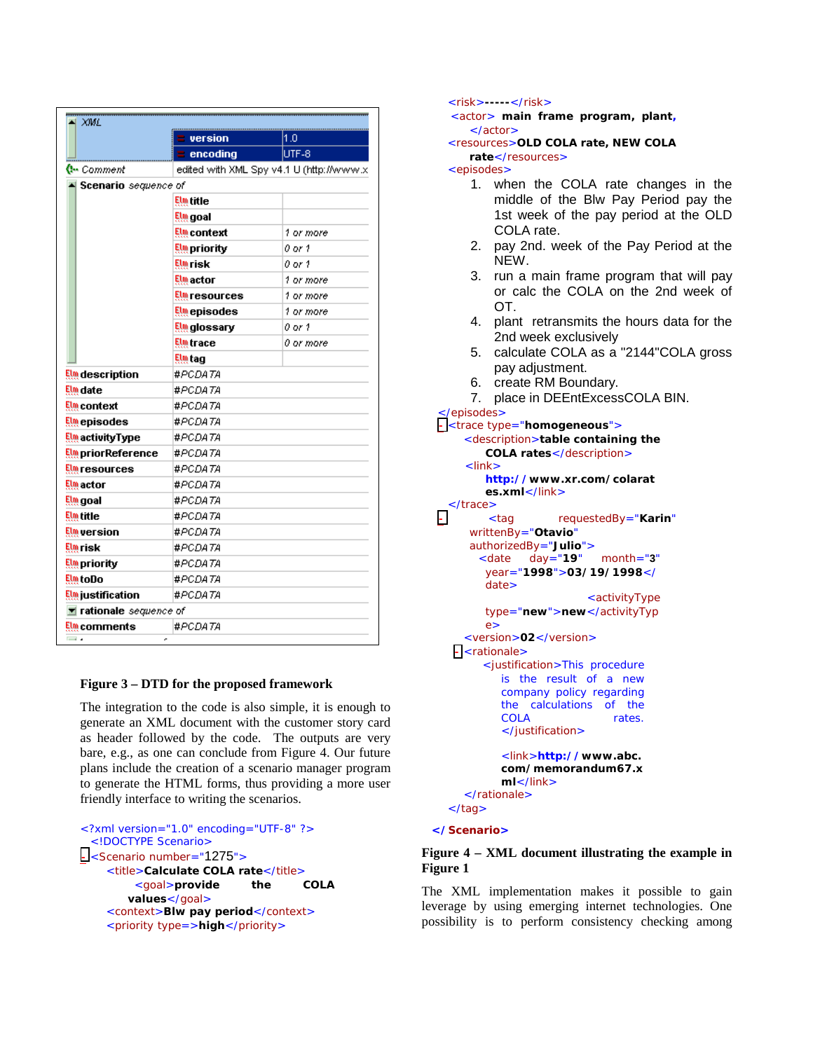| XML | | |
|---|---|---|
| | version | 1.0 |
| | encoding | UTF-8 |
| Comment | edited with XML Spy v4.1 U (http://www.x | |
| Scenario *sequence of* | | |
| | title | |
| | goal | |
| | context | *1 or more* |
| | priority | *0 or 1* |
| | risk | *0 or 1* |
| | actor | *1 or more* |
| | resources | *1 or more* |
| | episodes | *1 or more* |
| | glossary | *0 or 1* |
| | trace | *0 or more* |
| | tag | |
| description | *#PCDATA* | |
| date | *#PCDATA* | |
| context | *#PCDATA* | |
| episodes | *#PCDATA* | |
| activityType | *#PCDATA* | |
| priorReference | *#PCDATA* | |
| resources | *#PCDATA* | |
| actor | *#PCDATA* | |
| goal | *#PCDATA* | |
| title | *#PCDATA* | |
| version | *#PCDATA* | |
| risk | *#PCDATA* | |
| priority | *#PCDATA* | |
| toDo | *#PCDATA* | |
| justification | *#PCDATA* | |
| rationale *sequence of* | | |
| comments | *#PCDATA* | |

**Figure 3 – DTD for the proposed framework**

The integration to the code is also simple, it is enough to generate an XML document with the customer story card as header followed by the code. The outputs are very bare, e.g., as one can conclude from Figure 4. Our future plans include the creation of a scenario manager program to generate the HTML forms, thus providing a more user friendly interface to writing the scenarios.

```
<?xml version="1.0" encoding="UTF-8" ?>
  <!DOCTYPE Scenario>
- <Scenario number="1275">
     <title>Calculate COLA rate</title>
          <goal>provide the COLA
        values</goal>
     <context>Blw pay period</context>
     <priority type=>high</priority>
     <risk>------</risk>
     <actor> main frame program, plant,
        </actor>
     <resources>OLD COLA rate, NEW COLA
        rate</resources>
     <episodes>
        1. when the COLA rate changes in the
           middle of the Blw Pay Period pay the
           1st week of the pay period at the OLD
           COLA rate.
        2. pay 2nd. week of the Pay Period at the
           NEW.
        3. run a main frame program that will pay
           or calc the COLA on the 2nd week of
           OT.
        4. plant retransmits the hours data for the
           2nd week exclusively
        5. calculate COLA as a "2144"COLA gross
           pay adjustment.
        6. create RM Boundary.
        7. place in DEEntExcessCOLA BIN.
  </episodes>
- <trace type="homogeneous">
     <description>table containing the
        COLA rates</description>
     <link>
        http://www.xr.com/colarat
        es.xml</link>
  </trace>
-        <tag        requestedBy="Karin"
     writtenBy="Otavio"
     authorizedBy="Julio">
       <date   day="19"   month="3"
        year="1998">03/19/1998</
        date>
                          <activityType
        type="new">new</activityTyp
        e>
     <version>02</version>
  - <rationale>
        <justification>This procedure
          is the result of a new
          company policy regarding
          the calculations of the
          COLA rates.
          </justification>

          <link>http://www.abc.
          com/memorandum67.x
          ml</link>
     </rationale>
  </tag>

</Scenario>
```

**Figure 4 – XML document illustrating the example in Figure 1**

The XML implementation makes it possible to gain leverage by using emerging internet technologies. One possibility is to perform consistency checking among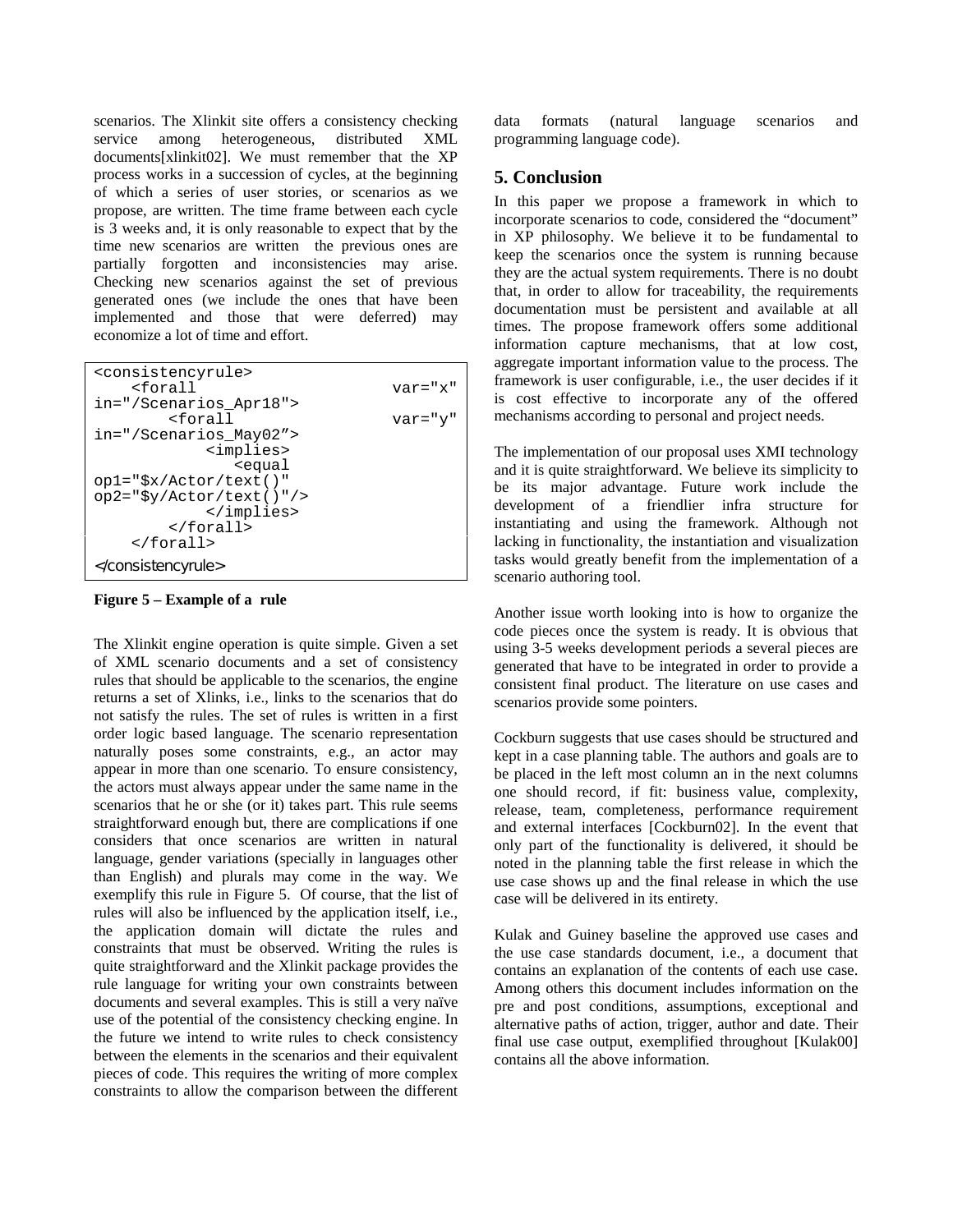scenarios. The Xlinkit site offers a consistency checking service among heterogeneous, distributed XML documents[xlinkit02]. We must remember that the XP process works in a succession of cycles, at the beginning of which a series of user stories, or scenarios as we propose, are written. The time frame between each cycle is 3 weeks and, it is only reasonable to expect that by the time new scenarios are written the previous ones are partially forgotten and inconsistencies may arise. Checking new scenarios against the set of previous generated ones (we include the ones that have been implemented and those that were deferred) may economize a lot of time and effort.

```
<consistencyrule>
    <forall                        var="x"
in="/Scenarios_Apr18">
        <forall                    var="y"
in="/Scenarios_May02">
            <implies>
                <equal
op1="$x/Actor/text()"
op2="$y/Actor/text()"/>
            </implies>
        </forall>
    </forall>
</consistencyrule>
```

**Figure 5 – Example of a rule**

The Xlinkit engine operation is quite simple. Given a set of XML scenario documents and a set of consistency rules that should be applicable to the scenarios, the engine returns a set of Xlinks, i.e., links to the scenarios that do not satisfy the rules. The set of rules is written in a first order logic based language. The scenario representation naturally poses some constraints, e.g., an actor may appear in more than one scenario. To ensure consistency, the actors must always appear under the same name in the scenarios that he or she (or it) takes part. This rule seems straightforward enough but, there are complications if one considers that once scenarios are written in natural language, gender variations (specially in languages other than English) and plurals may come in the way. We exemplify this rule in Figure 5. Of course, that the list of rules will also be influenced by the application itself, i.e., the application domain will dictate the rules and constraints that must be observed. Writing the rules is quite straightforward and the Xlinkit package provides the rule language for writing your own constraints between documents and several examples. This is still a very naïve use of the potential of the consistency checking engine. In the future we intend to write rules to check consistency between the elements in the scenarios and their equivalent pieces of code. This requires the writing of more complex constraints to allow the comparison between the different data formats (natural language scenarios and programming language code).

## 5. Conclusion

In this paper we propose a framework in which to incorporate scenarios to code, considered the "document" in XP philosophy. We believe it to be fundamental to keep the scenarios once the system is running because they are the actual system requirements. There is no doubt that, in order to allow for traceability, the requirements documentation must be persistent and available at all times. The propose framework offers some additional information capture mechanisms, that at low cost, aggregate important information value to the process. The framework is user configurable, i.e., the user decides if it is cost effective to incorporate any of the offered mechanisms according to personal and project needs.

The implementation of our proposal uses XMI technology and it is quite straightforward. We believe its simplicity to be its major advantage. Future work include the development of a friendlier infra structure for instantiating and using the framework. Although not lacking in functionality, the instantiation and visualization tasks would greatly benefit from the implementation of a scenario authoring tool.

Another issue worth looking into is how to organize the code pieces once the system is ready. It is obvious that using 3-5 weeks development periods a several pieces are generated that have to be integrated in order to provide a consistent final product. The literature on use cases and scenarios provide some pointers.

Cockburn suggests that use cases should be structured and kept in a case planning table. The authors and goals are to be placed in the left most column an in the next columns one should record, if fit: business value, complexity, release, team, completeness, performance requirement and external interfaces [Cockburn02]. In the event that only part of the functionality is delivered, it should be noted in the planning table the first release in which the use case shows up and the final release in which the use case will be delivered in its entirety.

Kulak and Guiney baseline the approved use cases and the use case standards document, i.e., a document that contains an explanation of the contents of each use case. Among others this document includes information on the pre and post conditions, assumptions, exceptional and alternative paths of action, trigger, author and date. Their final use case output, exemplified throughout [Kulak00] contains all the above information.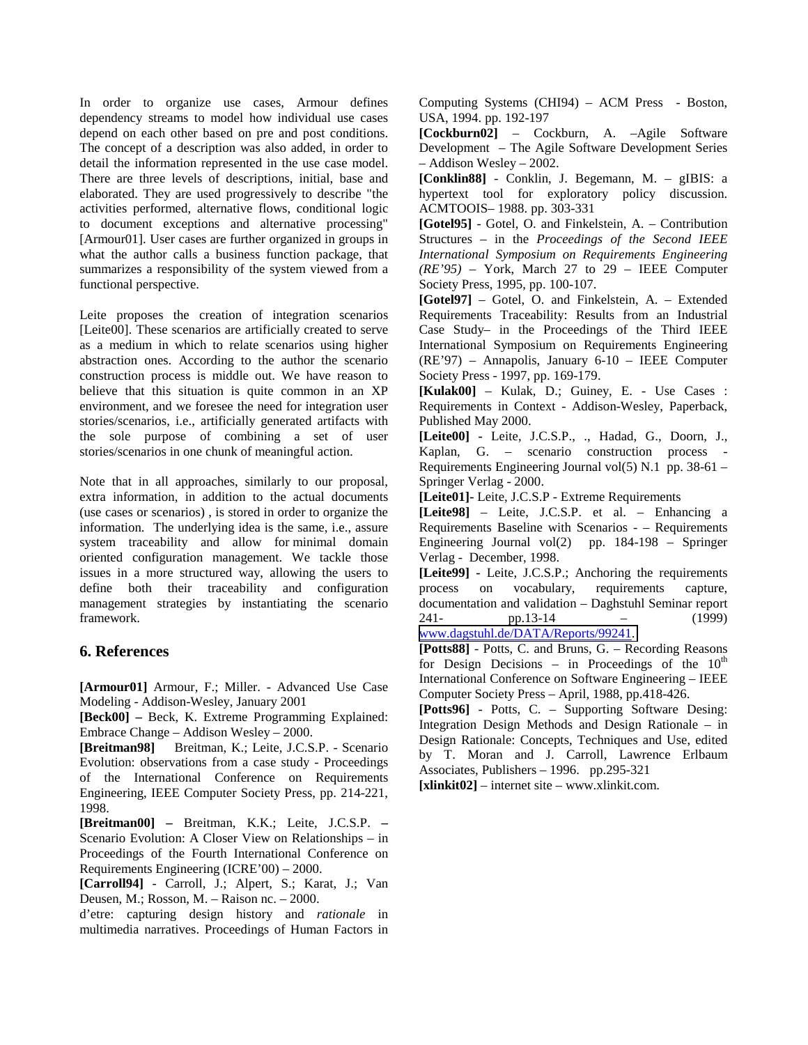In order to organize use cases, Armour defines dependency streams to model how individual use cases depend on each other based on pre and post conditions. The concept of a description was also added, in order to detail the information represented in the use case model. There are three levels of descriptions, initial, base and elaborated. They are used progressively to describe "the activities performed, alternative flows, conditional logic to document exceptions and alternative processing" [Armour01]. User cases are further organized in groups in what the author calls a business function package, that summarizes a responsibility of the system viewed from a functional perspective.

Leite proposes the creation of integration scenarios [Leite00]. These scenarios are artificially created to serve as a medium in which to relate scenarios using higher abstraction ones. According to the author the scenario construction process is middle out. We have reason to believe that this situation is quite common in an XP environment, and we foresee the need for integration user stories/scenarios, i.e., artificially generated artifacts with the sole purpose of combining a set of user stories/scenarios in one chunk of meaningful action.

Note that in all approaches, similarly to our proposal, extra information, in addition to the actual documents (use cases or scenarios) , is stored in order to organize the information. The underlying idea is the same, i.e., assure system traceability and allow for minimal domain oriented configuration management. We tackle those issues in a more structured way, allowing the users to define both their traceability and configuration management strategies by instantiating the scenario framework.

## 6. References

**[Armour01]** Armour, F.; Miller. - Advanced Use Case Modeling - Addison-Wesley, January 2001

**[Beck00] –** Beck, K. Extreme Programming Explained: Embrace Change – Addison Wesley – 2000.

**[Breitman98]** Breitman, K.; Leite, J.C.S.P. - Scenario Evolution: observations from a case study - Proceedings of the International Conference on Requirements Engineering, IEEE Computer Society Press, pp. 214-221, 1998.

**[Breitman00] –** Breitman, K.K.; Leite, J.C.S.P. **–** Scenario Evolution: A Closer View on Relationships – in Proceedings of the Fourth International Conference on Requirements Engineering (ICRE'00) – 2000.

**[Carroll94]** - Carroll, J.; Alpert, S.; Karat, J.; Van Deusen, M.; Rosson, M. – Raison nc. – 2000.
d'etre: capturing design history and *rationale* in multimedia narratives. Proceedings of Human Factors in Computing Systems (CHI94) – ACM Press - Boston, USA, 1994. pp. 192-197

**[Cockburn02]** – Cockburn, A. –Agile Software Development – The Agile Software Development Series – Addison Wesley – 2002.

**[Conklin88]** - Conklin, J. Begemann, M. – gIBIS: a hypertext tool for exploratory policy discussion. ACMTOOIS– 1988. pp. 303-331

**[Gotel95]** - Gotel, O. and Finkelstein, A. – Contribution Structures – in the *Proceedings of the Second IEEE International Symposium on Requirements Engineering (RE'95)* – York, March 27 to 29 – IEEE Computer Society Press, 1995, pp. 100-107.

**[Gotel97]** – Gotel, O. and Finkelstein, A. – Extended Requirements Traceability: Results from an Industrial Case Study– in the Proceedings of the Third IEEE International Symposium on Requirements Engineering (RE'97) – Annapolis, January 6-10 – IEEE Computer Society Press - 1997, pp. 169-179.

**[Kulak00]** – Kulak, D.; Guiney, E. - Use Cases : Requirements in Context - Addison-Wesley, Paperback, Published May 2000.

**[Leite00] -** Leite, J.C.S.P., ., Hadad, G., Doorn, J., Kaplan, G. – scenario construction process - Requirements Engineering Journal vol(5) N.1 pp. 38-61 – Springer Verlag - 2000.

**[Leite01]-** Leite, J.C.S.P - Extreme Requirements

**[Leite98]** – Leite, J.C.S.P. et al. – Enhancing a Requirements Baseline with Scenarios - – Requirements Engineering Journal vol(2) pp. 184-198 – Springer Verlag - December, 1998.

**[Leite99] -** Leite, J.C.S.P.; Anchoring the requirements process on vocabulary, requirements capture, documentation and validation – Daghstuhl Seminar report 241- pp.13-14 – (1999) www.dagstuhl.de/DATA/Reports/99241.

**[Potts88]** - Potts, C. and Bruns, G. – Recording Reasons for Design Decisions – in Proceedings of the 10th International Conference on Software Engineering – IEEE Computer Society Press – April, 1988, pp.418-426.

**[Potts96]** - Potts, C. – Supporting Software Desing: Integration Design Methods and Design Rationale – in Design Rationale: Concepts, Techniques and Use, edited by T. Moran and J. Carroll, Lawrence Erlbaum Associates, Publishers – 1996. pp.295-321

**[xlinkit02]** – internet site – www.xlinkit.com.